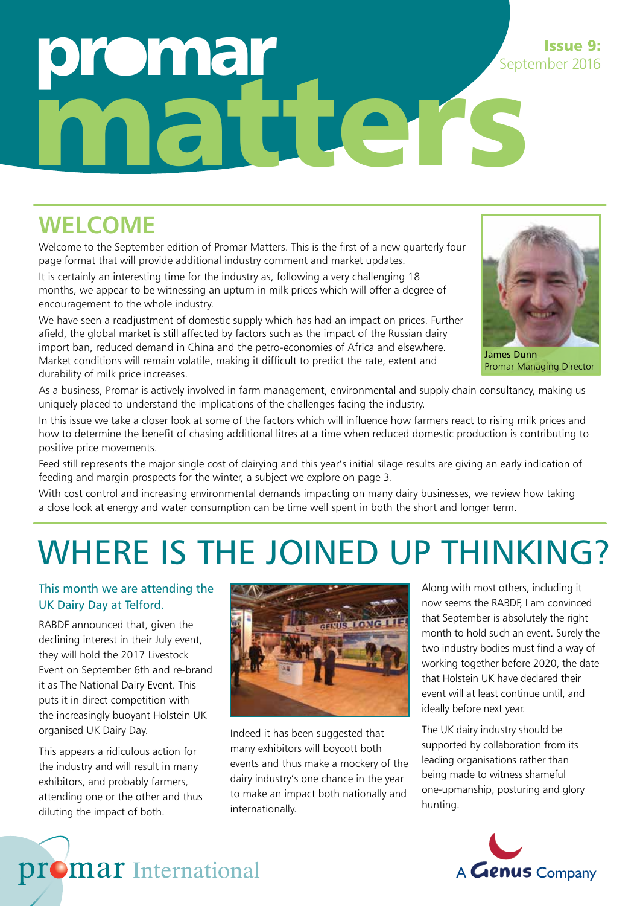# promar matters

**Issue 9:** September 2016

## WELCOME

Welcome to the September edition of Promar Matters. This is the first of a new quarterly four page format that will provide additional industry comment and market updates.

It is certainly an interesting time for the industry as, following a very challenging 18 months, we appear to be witnessing an upturn in milk prices which will offer a degree of encouragement to the whole industry.

We have seen a readjustment of domestic supply which has had an impact on prices. Further afield, the global market is still affected by factors such as the impact of the Russian dairy import ban, reduced demand in China and the petro-economies of Africa and elsewhere. Market conditions will remain volatile, making it difficult to predict the rate, extent and durability of milk price increases.

James Dunn
Promar Managing Director

As a business, Promar is actively involved in farm management, environmental and supply chain consultancy, making us uniquely placed to understand the implications of the challenges facing the industry.

In this issue we take a closer look at some of the factors which will influence how farmers react to rising milk prices and how to determine the benefit of chasing additional litres at a time when reduced domestic production is contributing to positive price movements.

Feed still represents the major single cost of dairying and this year's initial silage results are giving an early indication of feeding and margin prospects for the winter, a subject we explore on page 3.

With cost control and increasing environmental demands impacting on many dairy businesses, we review how taking a close look at energy and water consumption can be time well spent in both the short and longer term.

# WHERE IS THE JOINED UP THINKING?

This month we are attending the UK Dairy Day at Telford.

RABDF announced that, given the declining interest in their July event, they will hold the 2017 Livestock Event on September 6th and re-brand it as The National Dairy Event. This puts it in direct competition with the increasingly buoyant Holstein UK organised UK Dairy Day.

This appears a ridiculous action for the industry and will result in many exhibitors, and probably farmers, attending one or the other and thus diluting the impact of both.

Indeed it has been suggested that many exhibitors will boycott both events and thus make a mockery of the dairy industry's one chance in the year to make an impact both nationally and internationally.

Along with most others, including it now seems the RABDF, I am convinced that September is absolutely the right month to hold such an event. Surely the two industry bodies must find a way of working together before 2020, the date that Holstein UK have declared their event will at least continue until, and ideally before next year.

The UK dairy industry should be supported by collaboration from its leading organisations rather than being made to witness shameful one-upmanship, posturing and glory hunting.

promar International

A Genus Company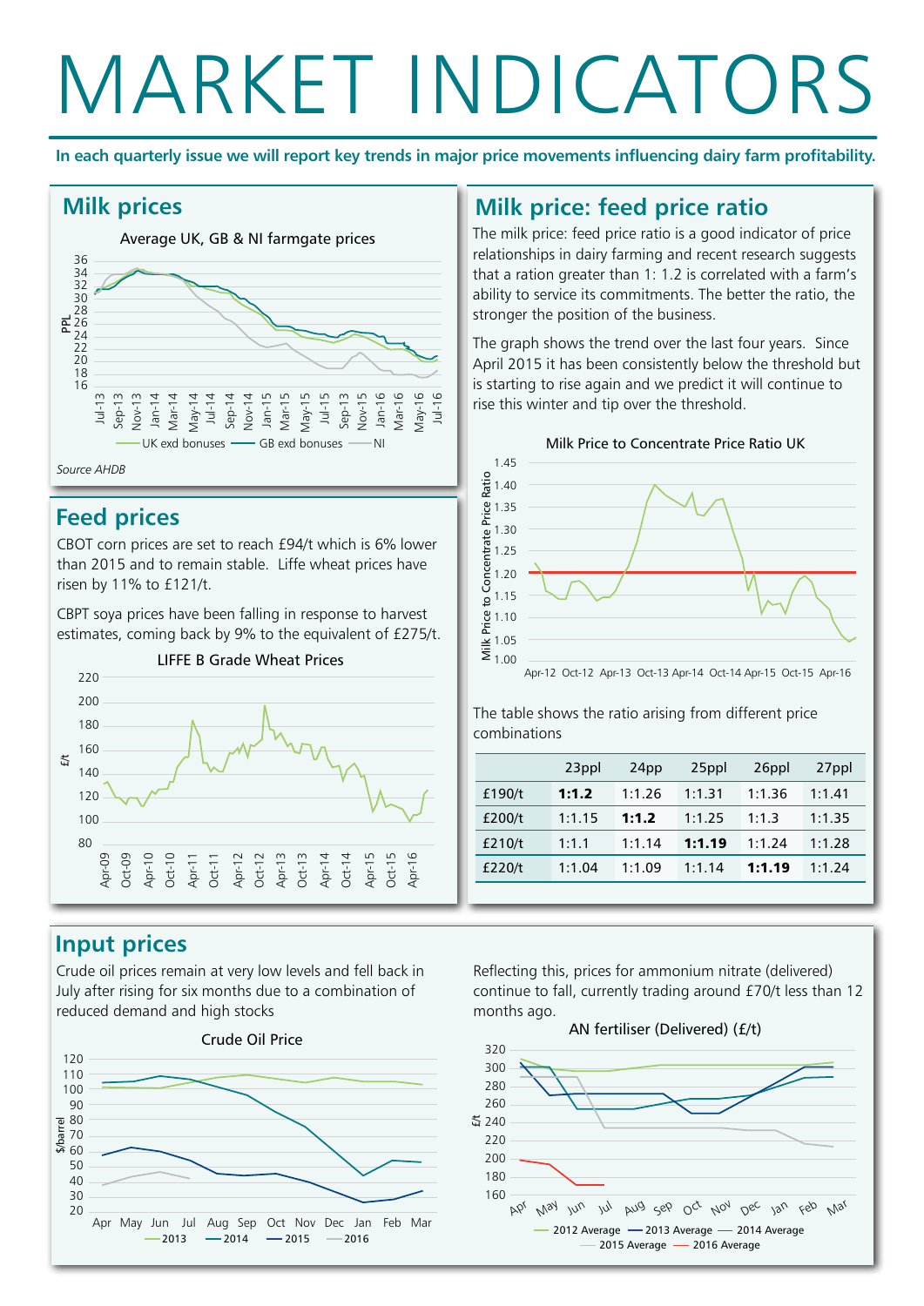# MARKET INDICATORS

**In each quarterly issue we will report key trends in major price movements influencing dairy farm profitability.**

## Milk prices

Average UK, GB & NI farmgate prices

UK exd bonuses — GB exd bonuses — NI

*Source AHDB*

## Feed prices

CBOT corn prices are set to reach £94/t which is 6% lower than 2015 and to remain stable. Liffe wheat prices have risen by 11% to £121/t.

CBPT soya prices have been falling in response to harvest estimates, coming back by 9% to the equivalent of £275/t.

LIFFE B Grade Wheat Prices

## Milk price: feed price ratio

The milk price: feed price ratio is a good indicator of price relationships in dairy farming and recent research suggests that a ration greater than 1: 1.2 is correlated with a farm's ability to service its commitments. The better the ratio, the stronger the position of the business.

The graph shows the trend over the last four years. Since April 2015 it has been consistently below the threshold but is starting to rise again and we predict it will continue to rise this winter and tip over the threshold.

Milk Price to Concentrate Price Ratio UK

The table shows the ratio arising from different price combinations

| | 23ppl | 24pp | 25ppl | 26ppl | 27ppl |
|---|---|---|---|---|---|
| £190/t | **1:1.2** | 1:1.26 | 1:1.31 | 1:1.36 | 1:1.41 |
| £200/t | 1:1.15 | **1:1.2** | 1:1.25 | 1:1.3 | 1:1.35 |
| £210/t | 1:1.1 | 1:1.14 | **1:1.19** | 1:1.24 | 1:1.28 |
| £220/t | 1:1.04 | 1:1.09 | 1:1.14 | **1:1.19** | 1:1.24 |

## Input prices

Crude oil prices remain at very low levels and fell back in July after rising for six months due to a combination of reduced demand and high stocks

Crude Oil Price

Reflecting this, prices for ammonium nitrate (delivered) continue to fall, currently trading around £70/t less than 12 months ago.

AN fertiliser (Delivered) (£/t)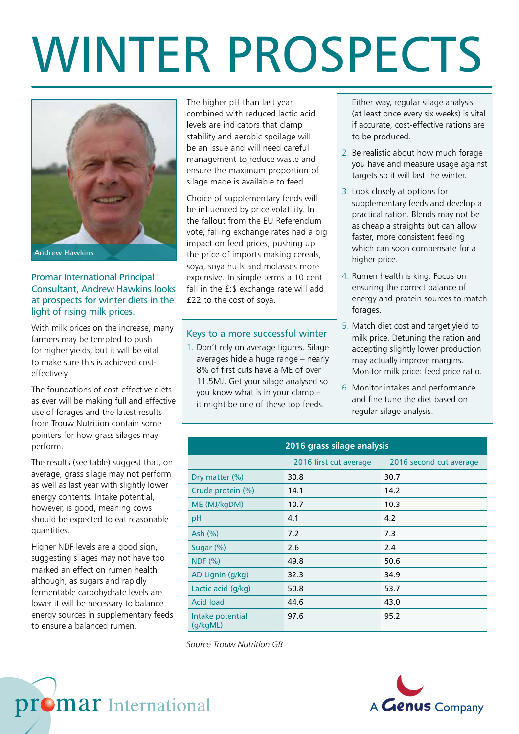# WINTER PROSPECTS

Andrew Hawkins

Promar International Principal Consultant, Andrew Hawkins looks at prospects for winter diets in the light of rising milk prices.

With milk prices on the increase, many farmers may be tempted to push for higher yields, but it will be vital to make sure this is achieved cost-effectively.

The foundations of cost-effective diets as ever will be making full and effective use of forages and the latest results from Trouw Nutrition contain some pointers for how grass silages may perform.

The results (see table) suggest that, on average, grass silage may not perform as well as last year with slightly lower energy contents. Intake potential, however, is good, meaning cows should be expected to eat reasonable quantities.

Higher NDF levels are a good sign, suggesting silages may not have too marked an effect on rumen health although, as sugars and rapidly fermentable carbohydrate levels are lower it will be necessary to balance energy sources in supplementary feeds to ensure a balanced rumen.

The higher pH than last year combined with reduced lactic acid levels are indicators that clamp stability and aerobic spoilage will be an issue and will need careful management to reduce waste and ensure the maximum proportion of silage made is available to feed.

Choice of supplementary feeds will be influenced by price volatility. In the fallout from the EU Referendum vote, falling exchange rates had a big impact on feed prices, pushing up the price of imports making cereals, soya, soya hulls and molasses more expensive. In simple terms a 10 cent fall in the £:$ exchange rate will add £22 to the cost of soya.

## Keys to a more successful winter

1. Don't rely on average figures. Silage averages hide a huge range – nearly 8% of first cuts have a ME of over 11.5MJ. Get your silage analysed so you know what is in your clamp – it might be one of these top feeds.

   Either way, regular silage analysis (at least once every six weeks) is vital if accurate, cost-effective rations are to be produced.
2. Be realistic about how much forage you have and measure usage against targets so it will last the winter.
3. Look closely at options for supplementary feeds and develop a practical ration. Blends may not be as cheap a straights but can allow faster, more consistent feeding which can soon compensate for a higher price.
4. Rumen health is king. Focus on ensuring the correct balance of energy and protein sources to match forages.
5. Match diet cost and target yield to milk price. Detuning the ration and accepting slightly lower production may actually improve margins. Monitor milk price: feed price ratio.
6. Monitor intakes and performance and fine tune the diet based on regular silage analysis.

**2016 grass silage analysis**

| | 2016 first cut average | 2016 second cut average |
|---|---|---|
| Dry matter (%) | 30.8 | 30.7 |
| Crude protein (%) | 14.1 | 14.2 |
| ME (MJ/kgDM) | 10.7 | 10.3 |
| pH | 4.1 | 4.2 |
| Ash (%) | 7.2 | 7.3 |
| Sugar (%) | 2.6 | 2.4 |
| NDF (%) | 49.8 | 50.6 |
| AD Lignin (g/kg) | 32.3 | 34.9 |
| Lactic acid (g/kg) | 50.8 | 53.7 |
| Acid load | 44.6 | 43.0 |
| Intake potential (g/kgML) | 97.6 | 95.2 |

*Source Trouw Nutrition GB*

promar International

A Genus Company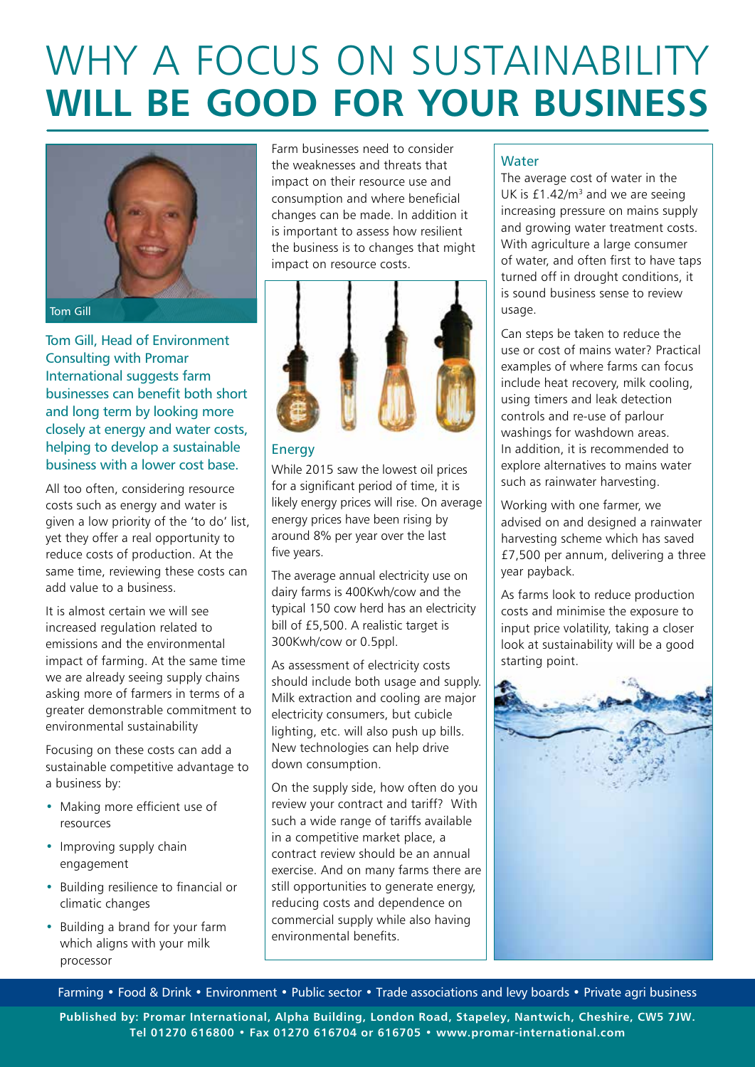# WHY A FOCUS ON SUSTAINABILITY **WILL BE GOOD FOR YOUR BUSINESS**

Tom Gill

Tom Gill, Head of Environment Consulting with Promar International suggests farm businesses can benefit both short and long term by looking more closely at energy and water costs, helping to develop a sustainable business with a lower cost base.

All too often, considering resource costs such as energy and water is given a low priority of the 'to do' list, yet they offer a real opportunity to reduce costs of production. At the same time, reviewing these costs can add value to a business.

It is almost certain we will see increased regulation related to emissions and the environmental impact of farming. At the same time we are already seeing supply chains asking more of farmers in terms of a greater demonstrable commitment to environmental sustainability

Focusing on these costs can add a sustainable competitive advantage to a business by:

- Making more efficient use of resources
- Improving supply chain engagement
- Building resilience to financial or climatic changes
- Building a brand for your farm which aligns with your milk processor

Farm businesses need to consider the weaknesses and threats that impact on their resource use and consumption and where beneficial changes can be made. In addition it is important to assess how resilient the business is to changes that might impact on resource costs.

## Energy

While 2015 saw the lowest oil prices for a significant period of time, it is likely energy prices will rise. On average energy prices have been rising by around 8% per year over the last five years.

The average annual electricity use on dairy farms is 400Kwh/cow and the typical 150 cow herd has an electricity bill of £5,500. A realistic target is 300Kwh/cow or 0.5ppl.

As assessment of electricity costs should include both usage and supply. Milk extraction and cooling are major electricity consumers, but cubicle lighting, etc. will also push up bills. New technologies can help drive down consumption.

On the supply side, how often do you review your contract and tariff? With such a wide range of tariffs available in a competitive market place, a contract review should be an annual exercise. And on many farms there are still opportunities to generate energy, reducing costs and dependence on commercial supply while also having environmental benefits.

## Water

The average cost of water in the UK is £1.42/m³ and we are seeing increasing pressure on mains supply and growing water treatment costs. With agriculture a large consumer of water, and often first to have taps turned off in drought conditions, it is sound business sense to review usage.

Can steps be taken to reduce the use or cost of mains water? Practical examples of where farms can focus include heat recovery, milk cooling, using timers and leak detection controls and re-use of parlour washings for washdown areas. In addition, it is recommended to explore alternatives to mains water such as rainwater harvesting.

Working with one farmer, we advised on and designed a rainwater harvesting scheme which has saved £7,500 per annum, delivering a three year payback.

As farms look to reduce production costs and minimise the exposure to input price volatility, taking a closer look at sustainability will be a good starting point.

Farming • Food & Drink • Environment • Public sector • Trade associations and levy boards • Private agri business

**Published by: Promar International, Alpha Building, London Road, Stapeley, Nantwich, Cheshire, CW5 7JW. Tel 01270 616800 • Fax 01270 616704 or 616705 • www.promar-international.com**